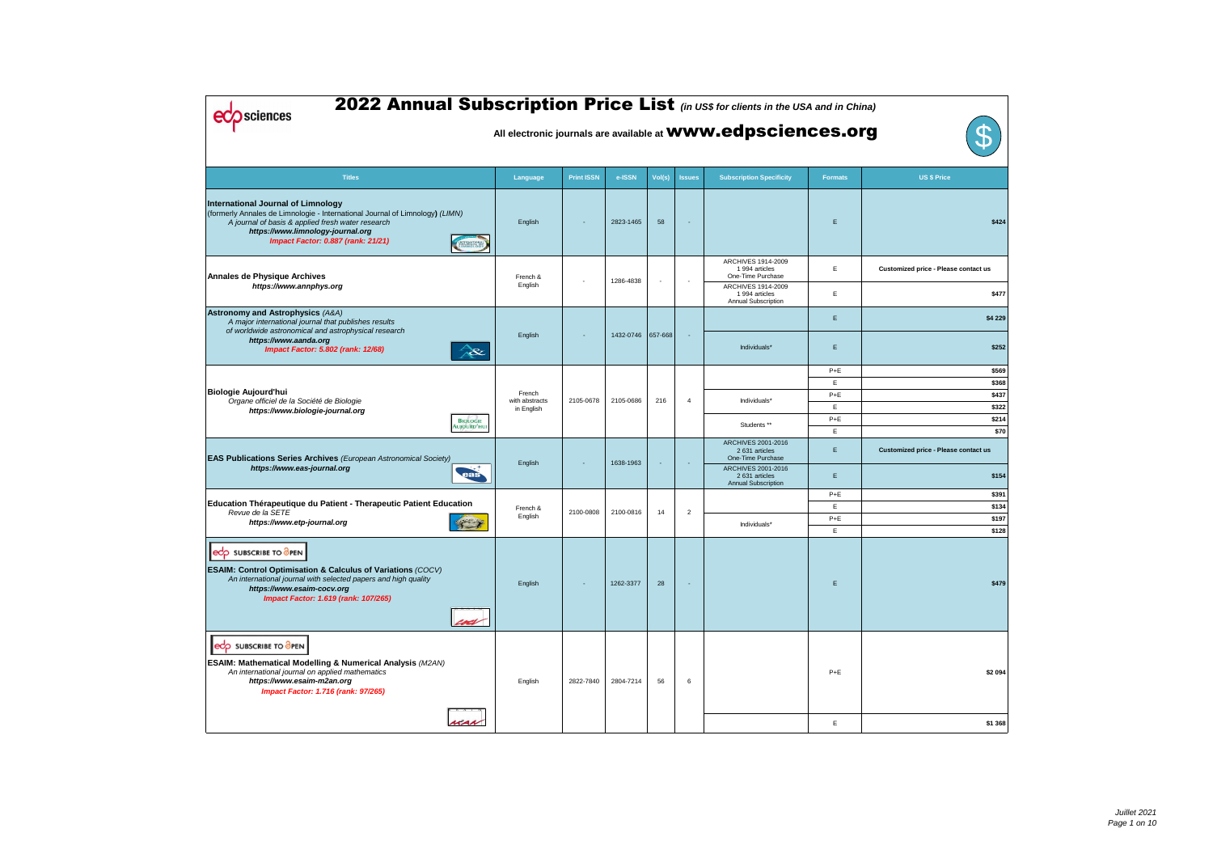# 2022 Annual Subscription Price List *(in US$ for clients in the USA and in China)*

**All electronic journals are available at www.edpsciences.org**

| Titles | Language | Print ISSN | e-ISSN | Vol(s) | Issues | Subscription Specificity | Formats | US $ Price |
|---|---|---|---|---|---|---|---|---|
| **International Journal of Limnology** (formerly Annales de Limnologie - International Journal of Limnology) *(LIMN)* *A journal of basis & applied fresh water research* ***https://www.limnology-journal.org*** ***Impact Factor: 0.887 (rank: 21/21)*** | English | - | 2823-1465 | 58 | - | | E | **$424** |
| **Annales de Physique Archives** ***https://www.annphys.org*** | French & English | - | 1286-4838 | - | - | ARCHIVES 1914-2009 1 994 articles One-Time Purchase | E | **Customized price - Please contact us** |
| | | | | | | ARCHIVES 1914-2009 1 994 articles Annual Subscription | E | **$477** |
| **Astronomy and Astrophysics** *(A&A)* *A major international journal that publishes results of worldwide astronomical and astrophysical research* ***https://www.aanda.org*** ***Impact Factor: 5.802 (rank: 12/68)*** | English | - | 1432-0746 | 657-668 | - | | E | **$4 229** |
| | | | | | | Individuals* | E | **$252** |
| **Biologie Aujourd'hui** *Organe officiel de la Société de Biologie* ***https://www.biologie-journal.org*** | French with abstracts in English | 2105-0678 | 2105-0686 | 216 | 4 | | P+E | **$569** |
| | | | | | | | E | **$368** |
| | | | | | | Individuals* | P+E | **$437** |
| | | | | | | | E | **$322** |
| | | | | | | Students ** | P+E | **$214** |
| | | | | | | | E | **$70** |
| **EAS Publications Series Archives** *(European Astronomical Society)* ***https://www.eas-journal.org*** | English | - | 1638-1963 | - | - | ARCHIVES 2001-2016 2 631 articles One-Time Purchase | E | **Customized price - Please contact us** |
| | | | | | | ARCHIVES 2001-2016 2 631 articles Annual Subscription | E | **$154** |
| **Education Thérapeutique du Patient - Therapeutic Patient Education** *Revue de la SETE* ***https://www.etp-journal.org*** | French & English | 2100-0808 | 2100-0816 | 14 | 2 | | P+E | **$391** |
| | | | | | | | E | **$134** |
| | | | | | | Individuals* | P+E | **$197** |
| | | | | | | | E | **$128** |
| SUBSCRIBE TO OPEN **ESAIM: Control Optimisation & Calculus of Variations** *(COCV)* *An international journal with selected papers and high quality* ***https://www.esaim-cocv.org*** ***Impact Factor: 1.619 (rank: 107/265)*** | English | - | 1262-3377 | 28 | - | | E | **$479** |
| SUBSCRIBE TO OPEN **ESAIM: Mathematical Modelling & Numerical Analysis** *(M2AN)* *An international journal on applied mathematics* ***https://www.esaim-m2an.org*** ***Impact Factor: 1.716 (rank: 97/265)*** | English | 2822-7840 | 2804-7214 | 56 | 6 | | P+E | **$2 094** |
| | | | | | | | E | **$1 368** |

*Juillet 2021*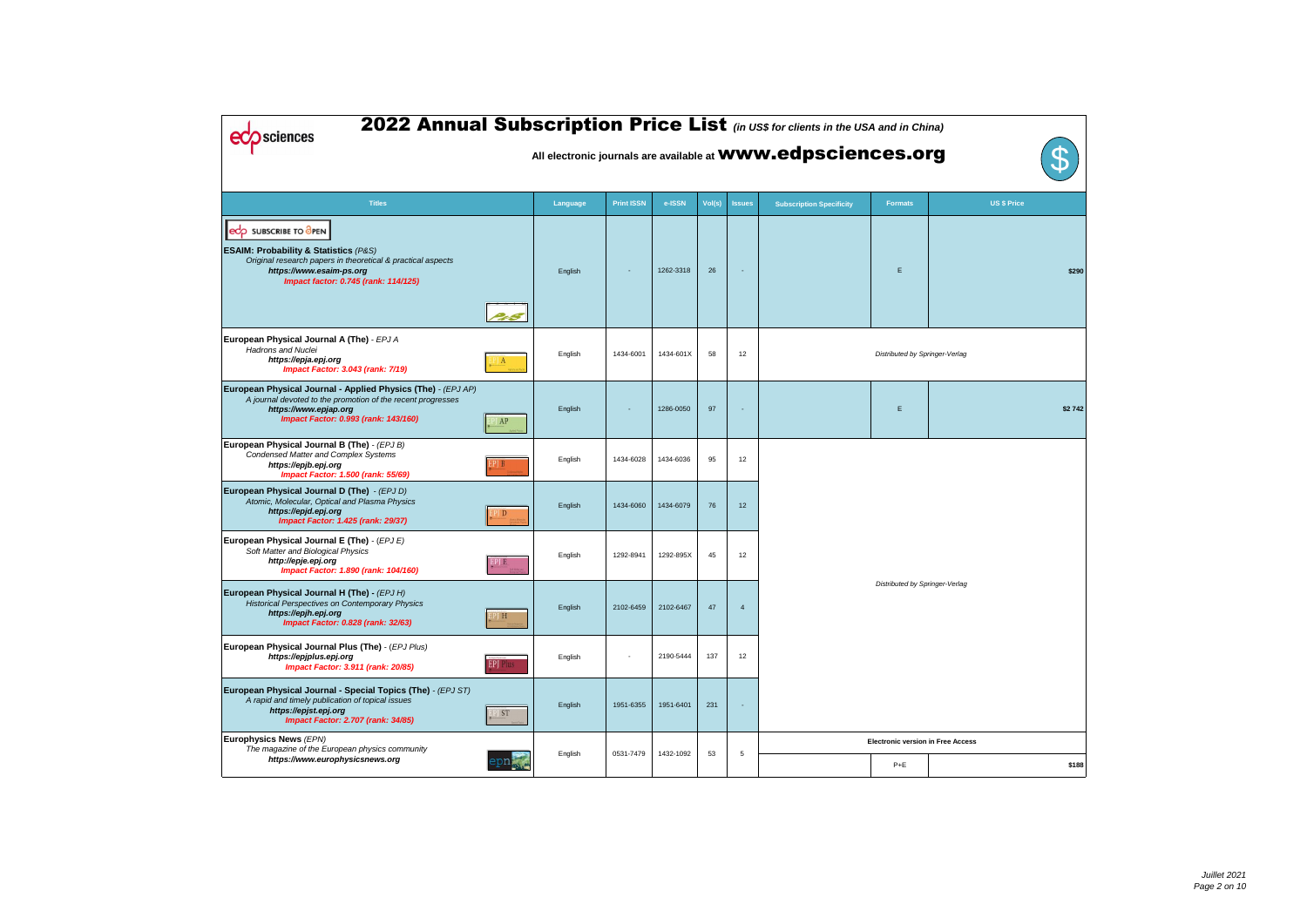# 2022 Annual Subscription Price List *(in US$ for clients in the USA and in China)*

**All electronic journals are available at www.edpsciences.org**

| Titles | Language | Print ISSN | e-ISSN | Vol(s) | Issues | Subscription Specificity | Formats | US $ Price |
|---|---|---|---|---|---|---|---|---|
| SUBSCRIBE TO OPEN<br>**ESAIM: Probability & Statistics** *(P&S)*<br>*Original research papers in theoretical & practical aspects*<br>***https://www.esaim-ps.org***<br>***Impact factor: 0.745 (rank: 114/125)*** | English | - | 1262-3318 | 26 | - | | E | **$290** |
| **European Physical Journal A (The)** - *EPJ A*<br>*Hadrons and Nuclei*<br>***https://epja.epj.org***<br>***Impact Factor: 3.043 (rank: 7/19)*** | English | 1434-6001 | 1434-601X | 58 | 12 | *Distributed by Springer-Verlag* | | |
| **European Physical Journal - Applied Physics (The)** - *(EPJ AP)*<br>*A journal devoted to the promotion of the recent progresses*<br>***https://www.epjap.org***<br>***Impact Factor: 0.993 (rank: 143/160)*** | English | - | 1286-0050 | 97 | - | | E | **$2 742** |
| **European Physical Journal B (The)** - *(EPJ B)*<br>*Condensed Matter and Complex Systems*<br>***https://epjb.epj.org***<br>***Impact Factor: 1.500 (rank: 55/69)*** | English | 1434-6028 | 1434-6036 | 95 | 12 | *Distributed by Springer-Verlag* | | |
| **European Physical Journal D (The)** - *(EPJ D)*<br>*Atomic, Molecular, Optical and Plasma Physics*<br>***https://epjd.epj.org***<br>***Impact Factor: 1.425 (rank: 29/37)*** | English | 1434-6060 | 1434-6079 | 76 | 12 | *Distributed by Springer-Verlag* | | |
| **European Physical Journal E (The)** - *(EPJ E)*<br>*Soft Matter and Biological Physics*<br>***http://epje.epj.org***<br>***Impact Factor: 1.890 (rank: 104/160)*** | English | 1292-8941 | 1292-895X | 45 | 12 | *Distributed by Springer-Verlag* | | |
| **European Physical Journal H (The)** - *(EPJ H)*<br>*Historical Perspectives on Contemporary Physics*<br>***https://epjh.epj.org***<br>***Impact Factor: 0.828 (rank: 32/63)*** | English | 2102-6459 | 2102-6467 | 47 | 4 | *Distributed by Springer-Verlag* | | |
| **European Physical Journal Plus (The)** - *(EPJ Plus)*<br>***https://epjplus.epj.org***<br>***Impact Factor: 3.911 (rank: 20/85)*** | English | - | 2190-5444 | 137 | 12 | *Distributed by Springer-Verlag* | | |
| **European Physical Journal - Special Topics (The)** - *(EPJ ST)*<br>*A rapid and timely publication of topical issues*<br>***https://epjst.epj.org***<br>***Impact Factor: 2.707 (rank: 34/85)*** | English | 1951-6355 | 1951-6401 | 231 | - | *Distributed by Springer-Verlag* | | |
| **Europhysics News** *(EPN)*<br>*The magazine of the European physics community*<br>***https://www.europhysicsnews.org*** | English | 0531-7479 | 1432-1092 | 53 | 5 | **Electronic version in Free Access** | P+E | **$188** |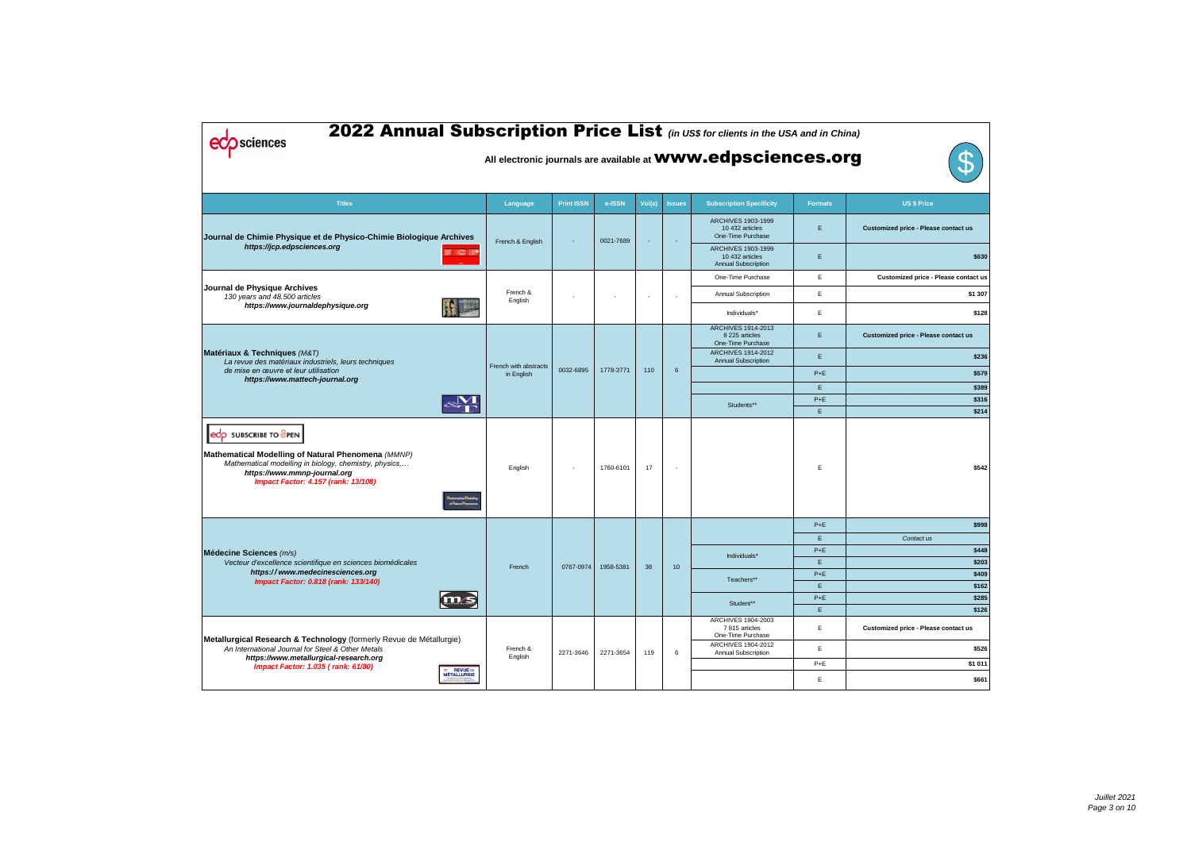# 2022 Annual Subscription Price List *(in US$ for clients in the USA and in China)*

**All electronic journals are available at www.edpsciences.org**

| Titles | Language | Print ISSN | e-ISSN | Vol(s) | Issues | Subscription Specificity | Formats | US $ Price |
|---|---|---|---|---|---|---|---|---|
| **Journal de Chimie Physique et de Physico-Chimie Biologique Archives** *https://jcp.edpsciences.org* | French & English | - | 0021-7689 | - | - | ARCHIVES 1903-1999 10 432 articles One-Time Purchase | E | Customized price - Please contact us |
| | | | | | | ARCHIVES 1903-1999 10 432 articles Annual Subscription | E | $630 |
| **Journal de Physique Archives** *130 years and 48.500 articles* *https://www.journaldephysique.org* | French & English | - | - | - | - | One-Time Purchase | E | Customized price - Please contact us |
| | | | | | | Annual Subscription | E | $1 307 |
| | | | | | | Individuals* | E | $128 |
| **Matériaux & Techniques** *(M&T)* *La revue des matériaux industriels, leurs techniques de mise en œuvre et leur utilisation* *https://www.mattech-journal.org* | French with abstracts in English | 0032-6895 | 1778-3771 | 110 | 6 | ARCHIVES 1914-2013 8 225 articles One-Time Purchase | E | Customized price - Please contact us |
| | | | | | | ARCHIVES 1914-2012 Annual Subscription | E | $236 |
| | | | | | | | P+E | $579 |
| | | | | | | | E | $389 |
| | | | | | | Students** | P+E | $316 |
| | | | | | | | E | $214 |
| SUBSCRIBE TO OPEN **Mathematical Modelling of Natural Phenomena** *(MMNP)* *Mathematical modelling in biology, chemistry, physics,…* *https://www.mmnp-journal.org* ***Impact Factor: 4.157 (rank: 13/108)*** | English | - | 1760-6101 | 17 | - | | E | $542 |
| **Médecine Sciences** *(m/s)* *Vecteur d'excellence scientifique en sciences biomédicales* *https:// www.medecinesciences.org* ***Impact Factor: 0.818 (rank: 133/140)*** | French | 0767-0974 | 1958-5381 | 38 | 10 | | P+E | $998 |
| | | | | | | | E | *Contact us* |
| | | | | | | Individuals* | P+E | $448 |
| | | | | | | | E | $203 |
| | | | | | | Teachers** | P+E | $409 |
| | | | | | | | E | $162 |
| | | | | | | Student** | P+E | $285 |
| | | | | | | | E | $126 |
| **Metallurgical Research & Technology** (formerly Revue de Métallurgie) *An International Journal for Steel & Other Metals* *https://www.metallurgical-research.org* ***Impact Factor: 1.035 ( rank: 61/80)*** | French & English | 2271-3646 | 2271-3654 | 119 | 6 | ARCHIVES 1904-2003 7 815 articles One-Time Purchase | E | Customized price - Please contact us |
| | | | | | | ARCHIVES 1904-2012 Annual Subscription | E | $526 |
| | | | | | | | P+E | $1 011 |
| | | | | | | | E | $661 |

*Juillet 2021*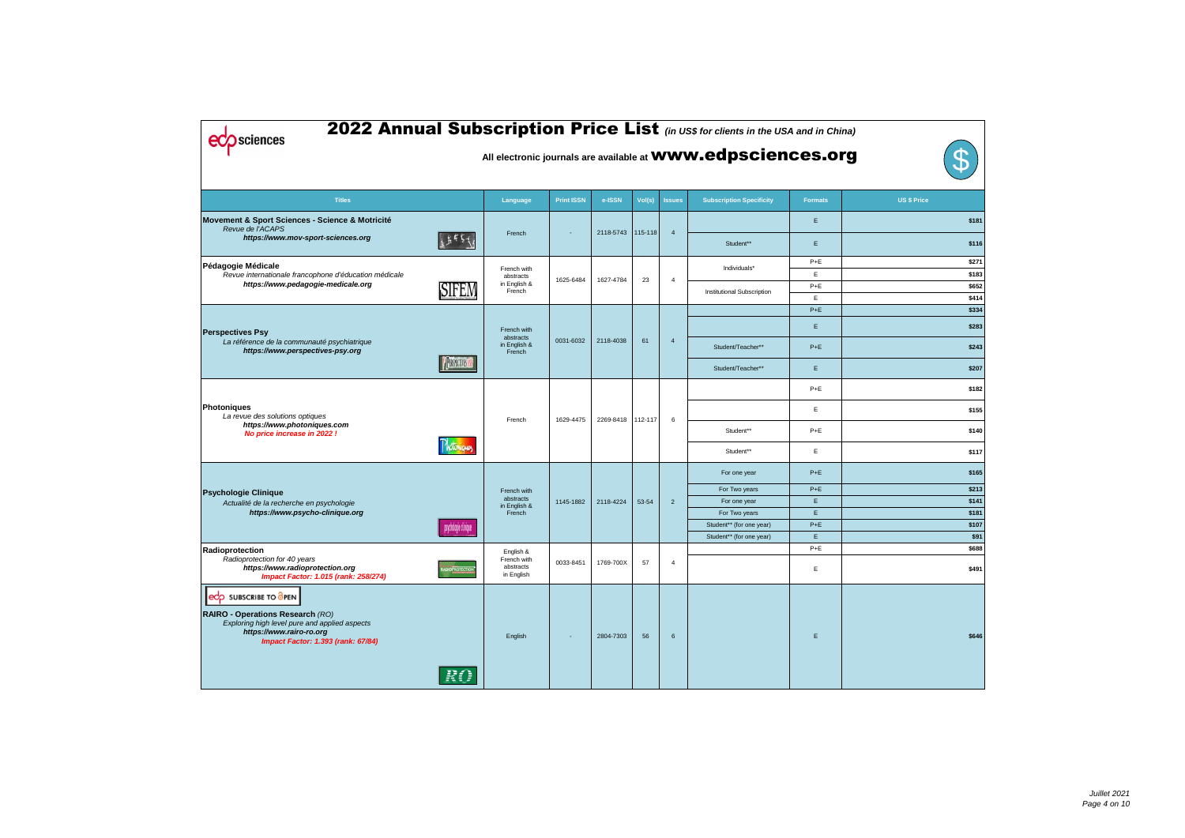# 2022 Annual Subscription Price List *(in US$ for clients in the USA and in China)*

**All electronic journals are available at www.edpsciences.org**

| Titles | Language | Print ISSN | e-ISSN | Vol(s) | Issues | Subscription Specificity | Formats | US $ Price |
|---|---|---|---|---|---|---|---|---|
| **Movement & Sport Sciences - Science & Motricité** *Revue de l'ACAPS* ***https://www.mov-sport-sciences.org*** | French | - | 2118-5743 | 115-118 | 4 | | E | $181 |
| | | | | | | Student** | E | $116 |
| **Pédagogie Médicale** *Revue internationale francophone d'éducation médicale* ***https://www.pedagogie-medicale.org*** | French with abstracts in English & French | 1625-6484 | 1627-4784 | 23 | 4 | Individuals* | P+E | $271 |
| | | | | | | Individuals* | E | $183 |
| | | | | | | Institutional Subscription | P+E | $652 |
| | | | | | | Institutional Subscription | E | $414 |
| **Perspectives Psy** *La référence de la communauté psychiatrique* ***https://www.perspectives-psy.org*** | French with abstracts in English & French | 0031-6032 | 2118-4038 | 61 | 4 | | P+E | $334 |
| | | | | | | | E | $283 |
| | | | | | | Student/Teacher** | P+E | $243 |
| | | | | | | Student/Teacher** | E | $207 |
| **Photoniques** *La revue des solutions optiques* ***https://www.photoniques.com*** ***No price increase in 2022 !*** | French | 1629-4475 | 2269-8418 | 112-117 | 6 | | P+E | $182 |
| | | | | | | | E | $155 |
| | | | | | | Student** | P+E | $140 |
| | | | | | | Student** | E | $117 |
| **Psychologie Clinique** *Actualité de la recherche en psychologie* ***https://www.psycho-clinique.org*** | French with abstracts in English & French | 1145-1882 | 2118-4224 | 53-54 | 2 | For one year | P+E | $165 |
| | | | | | | For Two years | P+E | $213 |
| | | | | | | For one year | E | $141 |
| | | | | | | For Two years | E | $181 |
| | | | | | | Student** (for one year) | P+E | $107 |
| | | | | | | Student** (for one year) | E | $91 |
| **Radioprotection** *Radioprotection for 40 years* ***https://www.radioprotection.org*** ***Impact Factor: 1.015 (rank: 258/274)*** | English & French with abstracts in English | 0033-8451 | 1769-700X | 57 | 4 | | P+E | $688 |
| | | | | | | | E | $491 |
| SUBSCRIBE TO OPEN **RAIRO - Operations Research** *(RO)* *Exploring high level pure and applied aspects* ***https://www.rairo-ro.org*** ***Impact Factor: 1.393 (rank: 67/84)*** | English | - | 2804-7303 | 56 | 6 | | E | $646 |

*Juillet 2021*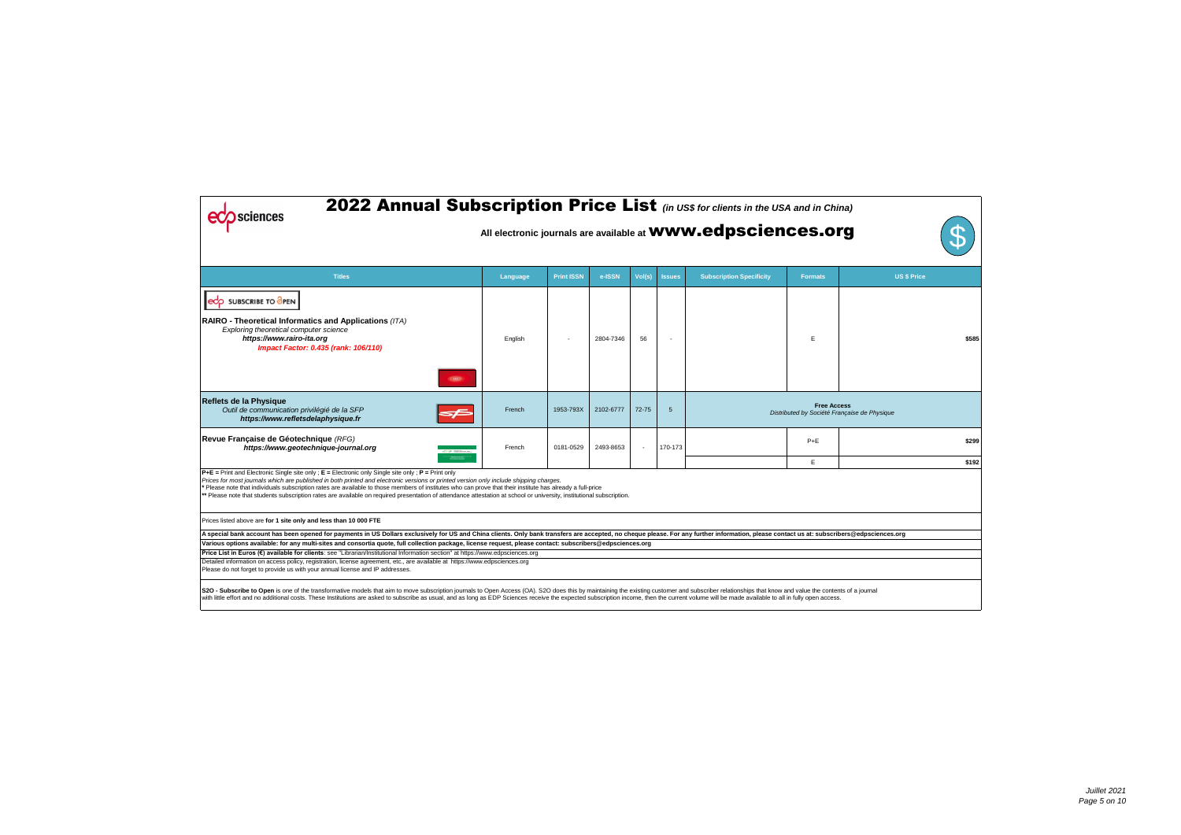# 2022 Annual Subscription Price List *(in US$ for clients in the USA and in China)*

## All electronic journals are available at www.edpsciences.org

| Titles | Language | Print ISSN | e-ISSN | Vol(s) | Issues | Subscription Specificity | Formats | US $ Price |
|---|---|---|---|---|---|---|---|---|
| SUBSCRIBE TO OPEN<br>**RAIRO - Theoretical Informatics and Applications** *(ITA)*<br>*Exploring theoretical computer science*<br>***https://www.rairo-ita.org***<br>***Impact Factor: 0.435 (rank: 106/110)*** | English | - | 2804-7346 | 56 | - | | E | **$585** |
| **Reflets de la Physique**<br>*Outil de communication privilégié de la SFP*<br>***https://www.refletsdelaphysique.fr*** | French | 1953-793X | 2102-6777 | 72-75 | 5 | **Free Access**<br>*Distributed by Société Française de Physique* | | |
| **Revue Française de Géotechnique** *(RFG)*<br>***https://www.geotechnique-journal.org*** | French | 0181-0529 | 2493-8653 | - | 170-173 | | P+E | **$299** |
| | | | | | | | E | **$192** |

**P+E =** Print and Electronic Single site only ; **E =** Electronic only Single site only ; **P =** Print only

*Prices for most journals which are published in both printed and electronic versions or printed version only include shipping charges.*

**\*** Please note that individuals subscription rates are available to those members of institutes who can prove that their institute has already a full-price

**\*\*** Please note that students subscription rates are available on required presentation of attendance attestation at school or university, institutional subscription.

Prices listed above are **for 1 site only and less than 10 000 FTE**

**A special bank account has been opened for payments in US Dollars exclusively for US and China clients. Only bank transfers are accepted, no cheque please. For any further information, please contact us at: subscribers@edpsciences.org**

**Various options available: for any multi-sites and consortia quote, full collection package, license request, please contact: subscribers@edpsciences.org**

**Price List in Euros (€) available for clients**: see "Librarian/Institutional Information section" at https://www.edpsciences.org

Detailed information on access policy, registration, license agreement, etc., are available at https://www.edpsciences.org

Please do not forget to provide us with your annual license and IP addresses.

**S2O - Subscribe to Open** is one of the transformative models that aim to move subscription journals to Open Access (OA). S2O does this by maintaining the existing customer and subscriber relationships that know and value the contents of a journal with little effort and no additional costs. These Institutions are asked to subscribe as usual, and as long as EDP Sciences receive the expected subscription income, then the current volume will be made available to all in fully open access.

*Juillet 2021*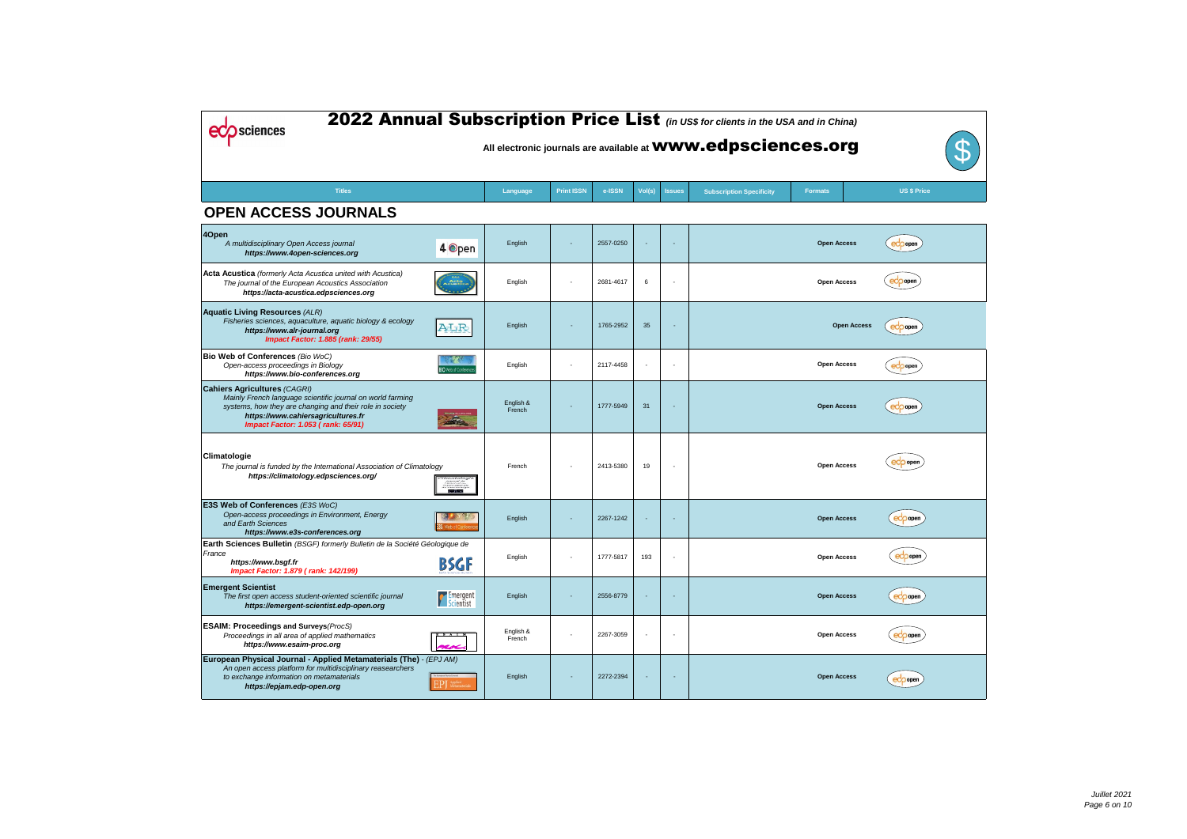# 2022 Annual Subscription Price List *(in US$ for clients in the USA and in China)*

**All electronic journals are available at www.edpsciences.org**

## OPEN ACCESS JOURNALS

| Titles | Language | Print ISSN | e-ISSN | Vol(s) | Issues | Subscription Specificity | Formats | US $ Price |
|---|---|---|---|---|---|---|---|---|
| **4Open**<br>*A multidisciplinary Open Access journal*<br>***https://www.4open-sciences.org*** | English | - | 2557-0250 | - | - | | Open Access | edp open |
| **Acta Acustica** *(formerly Acta Acustica united with Acustica)*<br>*The journal of the European Acoustics Association*<br>***https://acta-acustica.edpsciences.org*** | English | - | 2681-4617 | 6 | - | | Open Access | edp open |
| **Aquatic Living Resources** *(ALR)*<br>*Fisheries sciences, aquaculture, aquatic biology & ecology*<br>***https://www.alr-journal.org***<br>***Impact Factor: 1.885 (rank: 29/55)*** | English | - | 1765-2952 | 35 | - | | Open Access | edp open |
| **Bio Web of Conferences** *(Bio WoC)*<br>*Open-access proceedings in Biology*<br>***https://www.bio-conferences.org*** | English | - | 2117-4458 | - | - | | Open Access | edp open |
| **Cahiers Agricultures** *(CAGRI)*<br>*Mainly French language scientific journal on world farming systems, how they are changing and their role in society*<br>***https://www.cahiersagricultures.fr***<br>***Impact Factor: 1.053 ( rank: 65/91)*** | English & French | - | 1777-5949 | 31 | - | | Open Access | edp open |
| **Climatologie**<br>*The journal is funded by the International Association of Climatology*<br>***https://climatology.edpsciences.org/*** | French | - | 2413-5380 | 19 | - | | Open Access | edp open |
| **E3S Web of Conferences** *(E3S WoC)*<br>*Open-access proceedings in Environment, Energy and Earth Sciences*<br>***https://www.e3s-conferences.org*** | English | - | 2267-1242 | - | - | | Open Access | edp open |
| **Earth Sciences Bulletin** *(BSGF) formerly Bulletin de la Société Géologique de France*<br>***https://www.bsgf.fr***<br>***Impact Factor: 1.879 ( rank: 142/199)*** | English | - | 1777-5817 | 193 | - | | Open Access | edp open |
| **Emergent Scientist**<br>*The first open access student-oriented scientific journal*<br>***https://emergent-scientist.edp-open.org*** | English | - | 2556-8779 | - | - | | Open Access | edp open |
| **ESAIM: Proceedings and Surveys***(ProcS)*<br>*Proceedings in all area of applied mathematics*<br>***https://www.esaim-proc.org*** | English & French | - | 2267-3059 | - | - | | Open Access | edp open |
| **European Physical Journal - Applied Metamaterials (The)** *- (EPJ AM)*<br>*An open access platform for multidisciplinary reasearchers to exchange information on metamaterials*<br>***https://epjam.edp-open.org*** | English | - | 2272-2394 | - | - | | Open Access | edp open |

*Juillet 2021*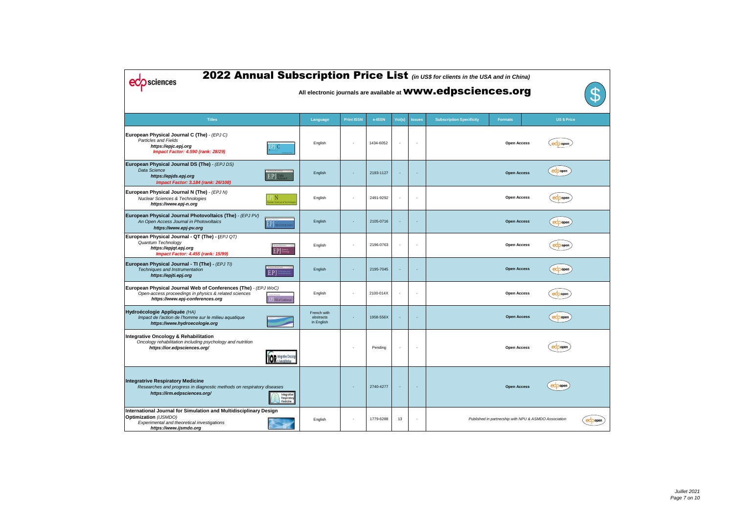# 2022 Annual Subscription Price List *(in US$ for clients in the USA and in China)*

**All electronic journals are available at www.edpsciences.org**

| Titles | Language | Print ISSN | e-ISSN | Vol(s) | Issues | Subscription Specificity | Formats | US $ Price |
|---|---|---|---|---|---|---|---|---|
| **European Physical Journal C (The)** - *(EPJ C)*<br>*Particles and Fields*<br>***https://epjc.epj.org***<br>***Impact Factor: 4.590 (rank: 28/29)*** | English | - | 1434-6052 | - | - | | **Open Access** | edp open |
| **European Physical Journal DS (The)** - *(EPJ DS)*<br>*Data Science*<br>***https://epjds.epj.org***<br>***Impact Factor: 3.184 (rank: 26/108)*** | English | - | 2193-1127 | - | - | | **Open Access** | edp open |
| **European Physical Journal N (The)** - *(EPJ N)*<br>*Nuclear Sciences & Technologies*<br>***https://www.epj-n.org*** | English | - | 2491-9292 | - | - | | **Open Access** | edp open |
| **European Physical Journal Photovoltaics (The)** - *(EPJ PV)*<br>*An Open Access Journal in Photovoltaics*<br>***https://www.epj-pv.org*** | English | - | 2105-0716 | - | - | | **Open Access** | edp open |
| **European Physical Journal - QT (The)** - *(EPJ QT)*<br>*Quantum Technology*<br>***https://epjqt.epj.org***<br>***Impact Factor: 4.455 (rank: 15/99)*** | English | - | 2196-0763 | - | - | | **Open Access** | edp open |
| **European Physical Journal - TI (The)** - *(EPJ TI)*<br>*Techniques and Instrumentation*<br>***https://epjti.epj.org*** | English | - | 2195-7045 | - | - | | **Open Access** | edp open |
| **European Physical Journal Web of Conferences (The)** - *(EPJ WoC)*<br>*Open-access proceedings in physics & related sciences*<br>***https://www.epj-conferences.org*** | English | - | 2100-014X | - | - | | **Open Access** | edp open |
| **Hydroécologie Appliquée** *(HA)*<br>*Impact de l'action de l'homme sur le milieu aquatique*<br>***https://www.hydroecologie.org*** | French with abstracts in English | - | 1958-556X | - | - | | **Open Access** | edp open |
| **Integrative Oncology & Rehabilitation**<br>*Oncology rehabilitation including psychology and nutrition*<br>***https://ior.edpsciences.org/*** | | - | Pending | - | - | | **Open Access** | edp open |
| **Integratrive Respiratory Medicine**<br>*Researches and progress in diagnostic methods on respiratory diseases*<br>***https://irm.edpsciences.org/*** | | - | 2740-4277 | - | - | | **Open Access** | edp open |
| **International Journal for Simulation and Multidisciplinary Design Optimization** *(IJSMDO)*<br>*Experimental and theoretical investigations*<br>***https://www.ijsmdo.org*** | English | - | 1779-6288 | 13 | - | *Published in partnership with NPU & ASMDO Association* | | edp open |

*Juillet 2021*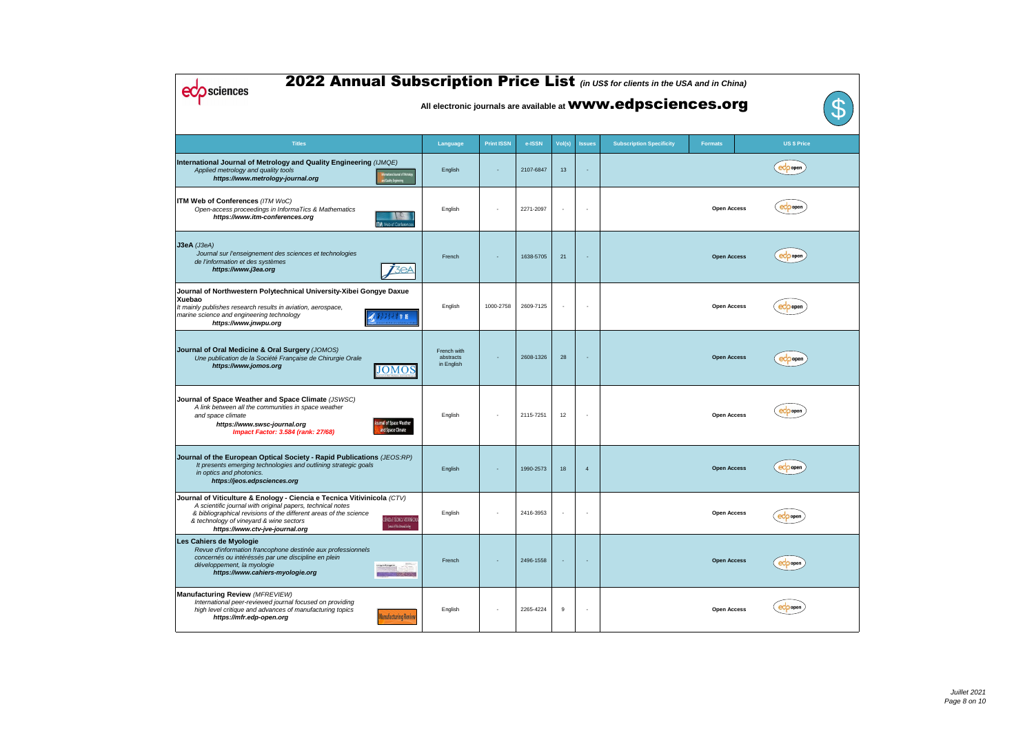# 2022 Annual Subscription Price List *(in US$ for clients in the USA and in China)*

**All electronic journals are available at www.edpsciences.org**

| Titles | Language | Print ISSN | e-ISSN | Vol(s) | Issues | Subscription Specificity | Formats | US $ Price |
|---|---|---|---|---|---|---|---|---|
| **International Journal of Metrology and Quality Engineering** *(IJMQE)* *Applied metrology and quality tools* ***https://www.metrology-journal.org*** | English | - | 2107-6847 | 13 | - | | | edp open |
| **ITM Web of Conferences** *(ITM WoC)* *Open-access proceedings in InformaTics & Mathematics* ***https://www.itm-conferences.org*** | English | - | 2271-2097 | - | - | | Open Access | edp open |
| **J3eA** *(J3eA)* *Journal sur l'enseignement des sciences et technologies de l'information et des systèmes* ***https://www.j3ea.org*** | French | - | 1638-5705 | 21 | - | | Open Access | edp open |
| **Journal of Northwestern Polytechnical University-Xibei Gongye Daxue Xuebao** *It mainly publishes research results in aviation, aerospace, marine science and engineering technology* ***https://www.jnwpu.org*** | English | 1000-2758 | 2609-7125 | - | - | | Open Access | edp open |
| **Journal of Oral Medicine & Oral Surgery** *(JOMOS)* *Une publication de la Société Française de Chirurgie Orale* ***https://www.jomos.org*** | French with abstracts in English | - | 2608-1326 | 28 | - | | Open Access | edp open |
| **Journal of Space Weather and Space Climate** *(JSWSC)* *A link between all the communities in space weather and space climate* ***https://www.swsc-journal.org*** ***Impact Factor: 3.584 (rank: 27/68)*** | English | - | 2115-7251 | 12 | - | | Open Access | edp open |
| **Journal of the European Optical Society - Rapid Publications** *(JEOS:RP)* *It presents emerging technologies and outlining strategic goals in optics and photonics.* ***https://jeos.edpsciences.org*** | English | - | 1990-2573 | 18 | 4 | | Open Access | edp open |
| **Journal of Viticulture & Enology - Ciencia e Tecnica Vitivinicola** *(CTV)* *A scientific journal with original papers, technical notes & bibliographical revisions of the different areas of the science & technology of vineyard & wine sectors* ***https://www.ctv-jve-journal.org*** | English | - | 2416-3953 | - | - | | Open Access | edp open |
| **Les Cahiers de Myologie** *Revue d'information francophone destinée aux professionnels concernés ou intéréssés par une discipline en plein développement, la myologie* ***https://www.cahiers-myologie.org*** | French | - | 2496-1558 | - | - | | Open Access | edp open |
| **Manufacturing Review** *(MFREVIEW)* *International peer-reviewed journal focused on providing high level critique and advances of manufacturing topics* ***https://mfr.edp-open.org*** | English | - | 2265-4224 | 9 | - | | Open Access | edp open |

*Juillet 2021*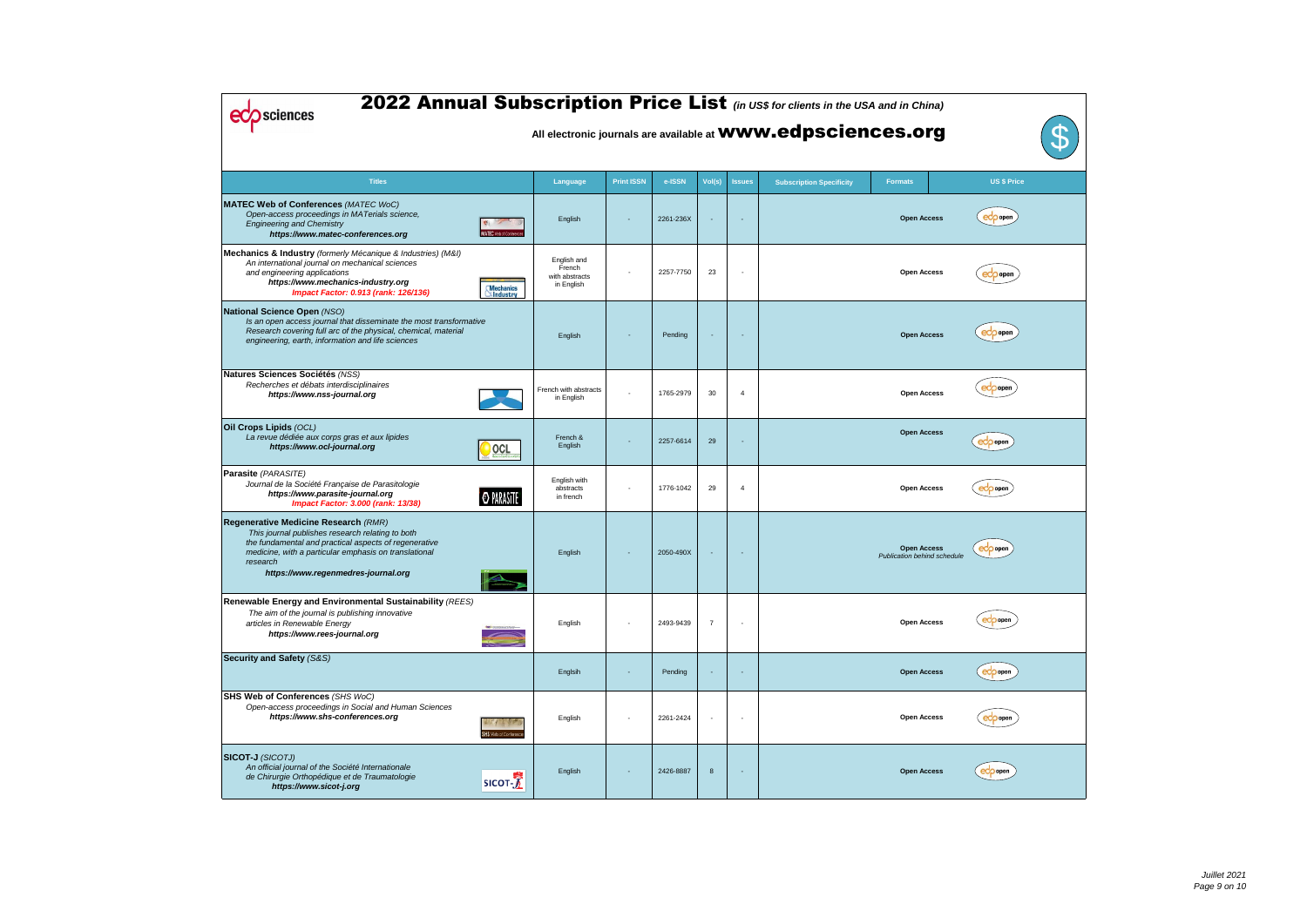# 2022 Annual Subscription Price List *(in US$ for clients in the USA and in China)*

**All electronic journals are available at www.edpsciences.org**

| Titles | Language | Print ISSN | e-ISSN | Vol(s) | Issues | Subscription Specificity | Formats | US $ Price |
|---|---|---|---|---|---|---|---|---|
| **MATEC Web of Conferences** *(MATEC WoC)*<br>*Open-access proceedings in MATerials science, Engineering and Chemistry*<br>***https://www.matec-conferences.org*** | English | - | 2261-236X | - | - | | **Open Access** | open |
| **Mechanics & Industry** *(formerly Mécanique & Industries) (M&I)*<br>*An international journal on mechanical sciences and engineering applications*<br>***https://www.mechanics-industry.org***<br>***Impact Factor: 0.913 (rank: 126/136)*** | English and French with abstracts in English | - | 2257-7750 | 23 | - | | **Open Access** | open |
| **National Science Open** *(NSO)*<br>*Is an open access journal that disseminate the most transformative Research covering full arc of the physical, chemical, material engineering, earth, information and life sciences* | English | - | Pending | - | - | | **Open Access** | open |
| **Natures Sciences Sociétés** *(NSS)*<br>*Recherches et débats interdisciplinaires*<br>***https://www.nss-journal.org*** | French with abstracts in English | - | 1765-2979 | 30 | 4 | | **Open Access** | open |
| **Oil Crops Lipids** *(OCL)*<br>*La revue dédiée aux corps gras et aux lipides*<br>***https://www.ocl-journal.org*** | French & English | - | 2257-6614 | 29 | - | | **Open Access** | open |
| **Parasite** *(PARASITE)*<br>*Journal de la Société Française de Parasitologie*<br>***https://www.parasite-journal.org***<br>***Impact Factor: 3.000 (rank: 13/38)*** | English with abstracts in french | - | 1776-1042 | 29 | 4 | | **Open Access** | open |
| **Regenerative Medicine Research** *(RMR)*<br>*This journal publishes research relating to both the fundamental and practical aspects of regenerative medicine, with a particular emphasis on translational research*<br>***https://www.regenmedres-journal.org*** | English | - | 2050-490X | - | - | | **Open Access**<br>*Publication behind schedule* | open |
| **Renewable Energy and Environmental Sustainability** *(REES)*<br>*The aim of the journal is publishing innovative articles in Renewable Energy*<br>***https://www.rees-journal.org*** | English | - | 2493-9439 | 7 | - | | **Open Access** | open |
| **Security and Safety** *(S&S)* | Englsih | - | Pending | - | - | | **Open Access** | open |
| **SHS Web of Conferences** *(SHS WoC)*<br>*Open-access proceedings in Social and Human Sciences*<br>***https://www.shs-conferences.org*** | English | - | 2261-2424 | - | - | | **Open Access** | open |
| **SICOT-J** *(SICOTJ)*<br>*An official journal of the Société Internationale de Chirurgie Orthopédique et de Traumatologie*<br>***https://www.sicot-j.org*** | English | - | 2426-8887 | 8 | - | | **Open Access** | open |

*Juillet 2021*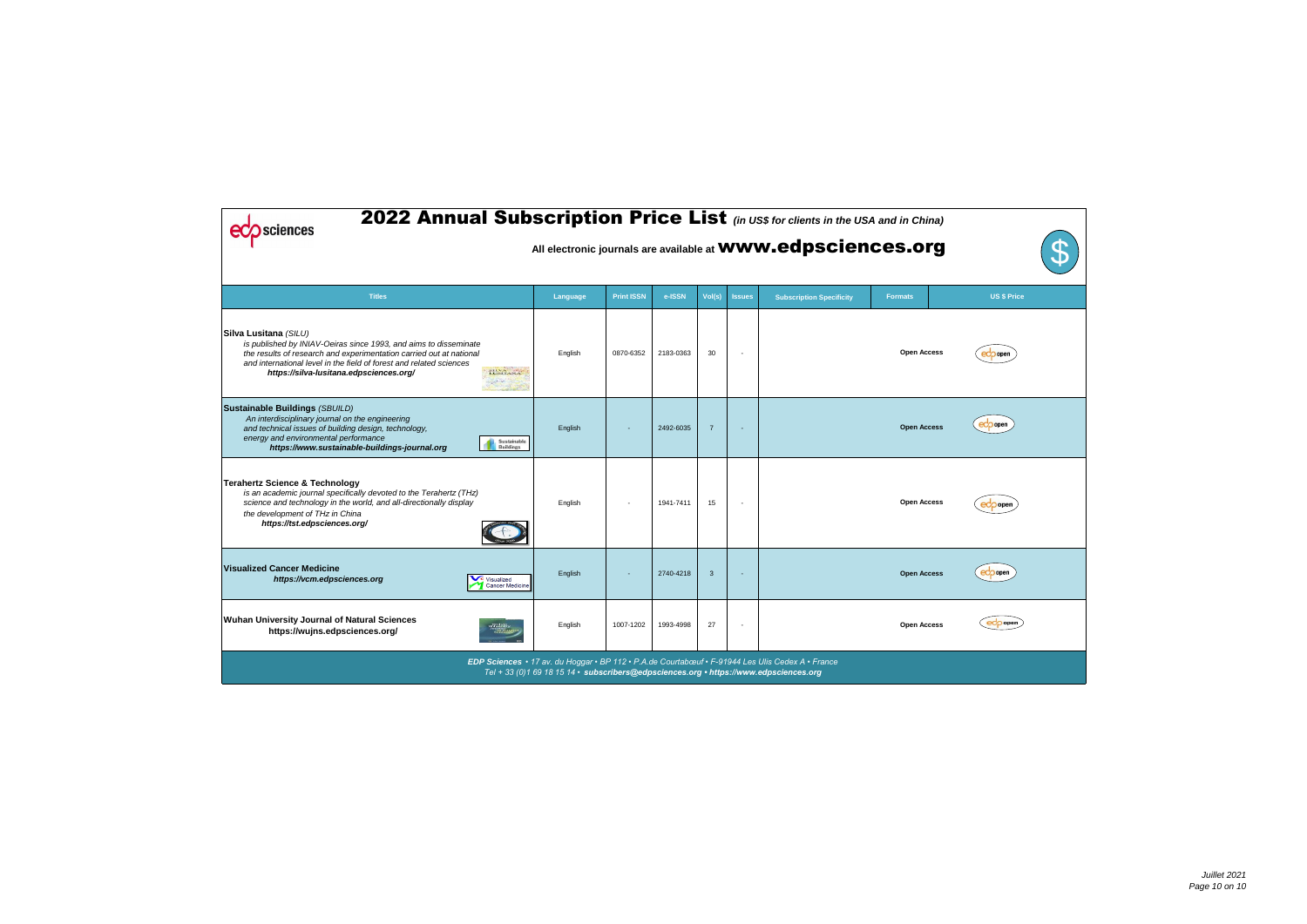# 2022 Annual Subscription Price List *(in US$ for clients in the USA and in China)*

All electronic journals are available at **www.edpsciences.org**

| Titles | Language | Print ISSN | e-ISSN | Vol(s) | Issues | Subscription Specificity | Formats | US $ Price |
|---|---|---|---|---|---|---|---|---|
| **Silva Lusitana** *(SILU)* *is published by INIAV-Oeiras since 1993, and aims to disseminate the results of research and experimentation carried out at national and international level in the field of forest and related sciences* ***https://silva-lusitana.edpsciences.org/*** | English | 0870-6352 | 2183-0363 | 30 | - | | Open Access | edp open |
| **Sustainable Buildings** *(SBUILD)* *An interdisciplinary journal on the engineering and technical issues of building design, technology, energy and environmental performance* ***https://www.sustainable-buildings-journal.org*** | English | - | 2492-6035 | 7 | - | | Open Access | edp open |
| **Terahertz Science & Technology** *is an academic journal specifically devoted to the Terahertz (THz) science and technology in the world, and all-directionally display the development of THz in China* ***https://tst.edpsciences.org/*** | English | - | 1941-7411 | 15 | - | | Open Access | edp open |
| **Visualized Cancer Medicine** ***https://vcm.edpsciences.org*** | English | - | 2740-4218 | 3 | - | | Open Access | edp open |
| **Wuhan University Journal of Natural Sciences** **https://wujns.edpsciences.org/** | English | 1007-1202 | 1993-4998 | 27 | - | | Open Access | edp open |

***EDP Sciences*** *• 17 av. du Hoggar • BP 112 • P.A.de Courtabœuf • F-91944 Les Ulis Cedex A • France*
*Tel + 33 (0)1 69 18 15 14 •* ***subscribers@edpsciences.org • https://www.edpsciences.org***

*Juillet 2021*